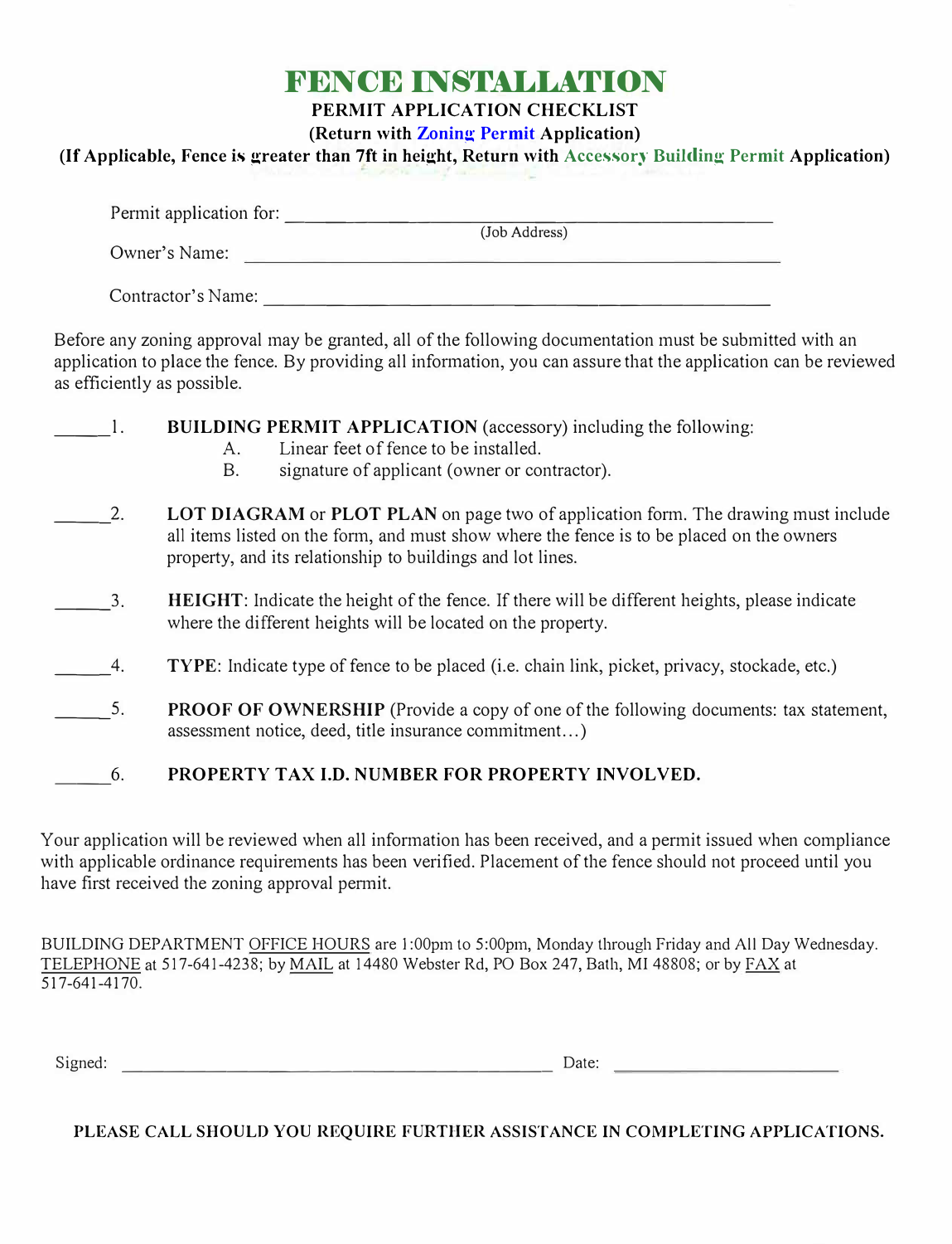# FENCE INSTALLATION

**PERMIT APPLICATION CHECKLIST**

**(Return with Zoning Permit Application)**

**(If Applicable, Fence is greater than 7ft in height, Return with Accessory Building Permit Application)**

Permit application for: ______________________________________________
(Job Address)

Owner's Name: ______________________________________________

Contractor's Name: ______________________________________________

Before any zoning approval may be granted, all of the following documentation must be submitted with an application to place the fence. By providing all information, you can assure that the application can be reviewed as efficiently as possible.

______1. **BUILDING PERMIT APPLICATION** (accessory) including the following:
  A. Linear feet of fence to be installed.
  B. signature of applicant (owner or contractor).

______2. **LOT DIAGRAM** or **PLOT PLAN** on page two of application form. The drawing must include all items listed on the form, and must show where the fence is to be placed on the owners property, and its relationship to buildings and lot lines.

______3. **HEIGHT**: Indicate the height of the fence. If there will be different heights, please indicate where the different heights will be located on the property.

______4. **TYPE**: Indicate type of fence to be placed (i.e. chain link, picket, privacy, stockade, etc.)

______5. **PROOF OF OWNERSHIP** (Provide a copy of one of the following documents: tax statement, assessment notice, deed, title insurance commitment…)

______6. **PROPERTY TAX I.D. NUMBER FOR PROPERTY INVOLVED.**

Your application will be reviewed when all information has been received, and a permit issued when compliance with applicable ordinance requirements has been verified. Placement of the fence should not proceed until you have first received the zoning approval permit.

BUILDING DEPARTMENT OFFICE HOURS are 1:00pm to 5:00pm, Monday through Friday and All Day Wednesday. TELEPHONE at 517-641-4238; by MAIL at 14480 Webster Rd, PO Box 247, Bath, MI 48808; or by FAX at 517-641-4170.

Signed: ______________________________________ Date: ____________________

**PLEASE CALL SHOULD YOU REQUIRE FURTHER ASSISTANCE IN COMPLETING APPLICATIONS.**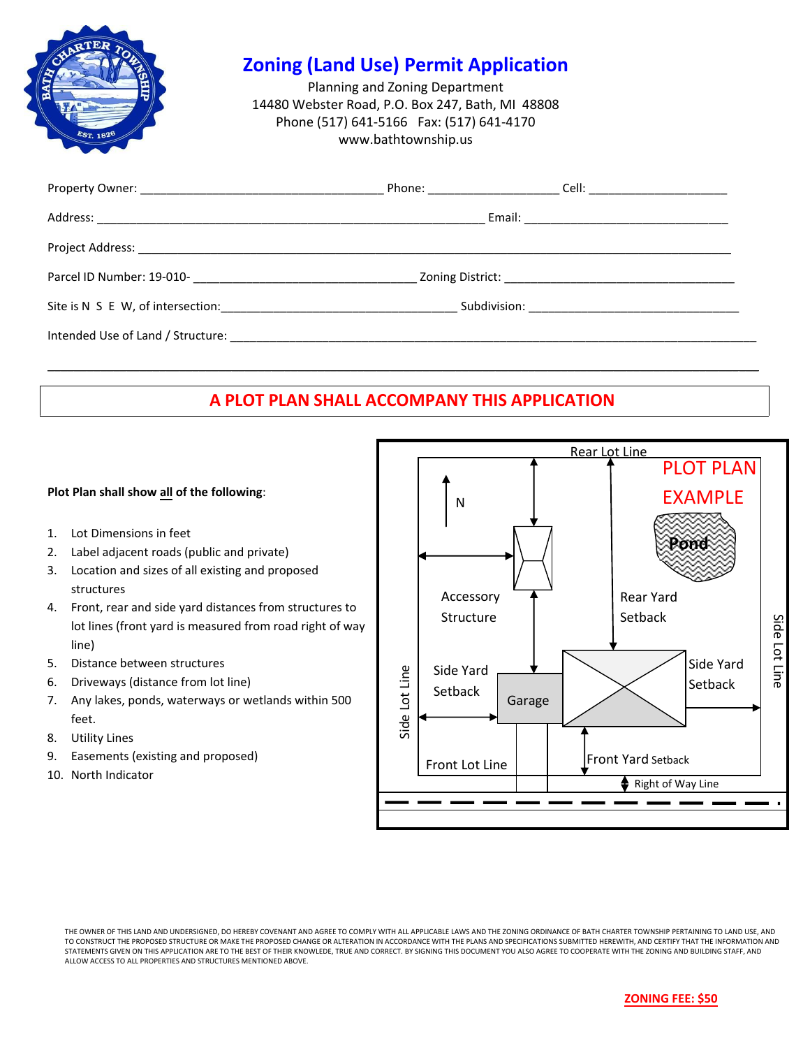# Zoning (Land Use) Permit Application

Planning and Zoning Department
14480 Webster Road, P.O. Box 247, Bath, MI 48808
Phone (517) 641-5166 Fax: (517) 641-4170
www.bathtownship.us

Property Owner: ____________________________________ Phone: ____________________ Cell: ______________________

Address: __________________________________________________________ Email: ________________________________

Project Address: __________________________________________________________________________________________

Parcel ID Number: 19-010- _________________________________ Zoning District: ___________________________________

Site is N S E W, of intersection: ___________________________________ Subdivision: _______________________________

Intended Use of Land / Structure: ___________________________________________________________________________

____________________________________________________________________________________________________________

**A PLOT PLAN SHALL ACCOMPANY THIS APPLICATION**

**Plot Plan shall show all of the following**:

1. Lot Dimensions in feet
2. Label adjacent roads (public and private)
3. Location and sizes of all existing and proposed structures
4. Front, rear and side yard distances from structures to lot lines (front yard is measured from road right of way line)
5. Distance between structures
6. Driveways (distance from lot line)
7. Any lakes, ponds, waterways or wetlands within 500 feet.
8. Utility Lines
9. Easements (existing and proposed)
10. North Indicator

PLOT PLAN EXAMPLE

Rear Lot Line, N, Pond, Accessory Structure, Rear Yard Setback, Side Yard Setback, Garage, Side Yard Setback, Side Lot Line, Side Lot Line, Front Lot Line, Front Yard Setback, Right of Way Line

THE OWNER OF THIS LAND AND UNDERSIGNED, DO HEREBY COVENANT AND AGREE TO COMPLY WITH ALL APPLICABLE LAWS AND THE ZONING ORDINANCE OF BATH CHARTER TOWNSHIP PERTAINING TO LAND USE, AND TO CONSTRUCT THE PROPOSED STRUCTURE OR MAKE THE PROPOSED CHANGE OR ALTERATION IN ACCORDANCE WITH THE PLANS AND SPECIFICATIONS SUBMITTED HEREWITH, AND CERTIFY THAT THE INFORMATION AND STATEMENTS GIVEN ON THIS APPLICATION ARE TO THE BEST OF THEIR KNOWLEDE, TRUE AND CORRECT. BY SIGNING THIS DOCUMENT YOU ALSO AGREE TO COOPERATE WITH THE ZONING AND BUILDING STAFF, AND ALLOW ACCESS TO ALL PROPERTIES AND STRUCTURES MENTIONED ABOVE.

**ZONING FEE: $50**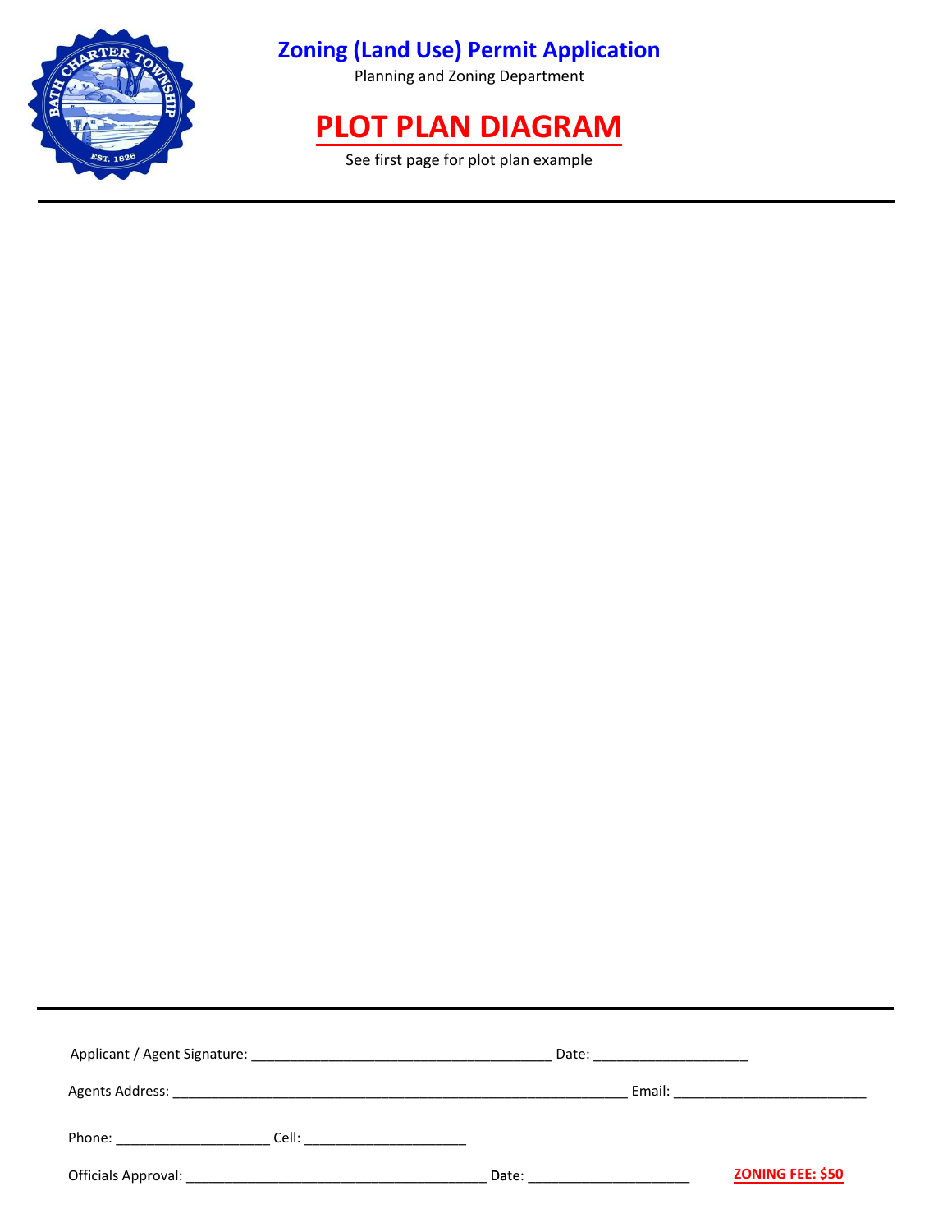# Zoning (Land Use) Permit Application

Planning and Zoning Department

## PLOT PLAN DIAGRAM

See first page for plot plan example

---

---

Applicant / Agent Signature: ______________________________________ Date: ___________________

Agents Address: _________________________________________________________ Email: ________________________

Phone: ___________________ Cell: ____________________

Officials Approval: ______________________________________ Date: ____________________

**ZONING FEE: $50**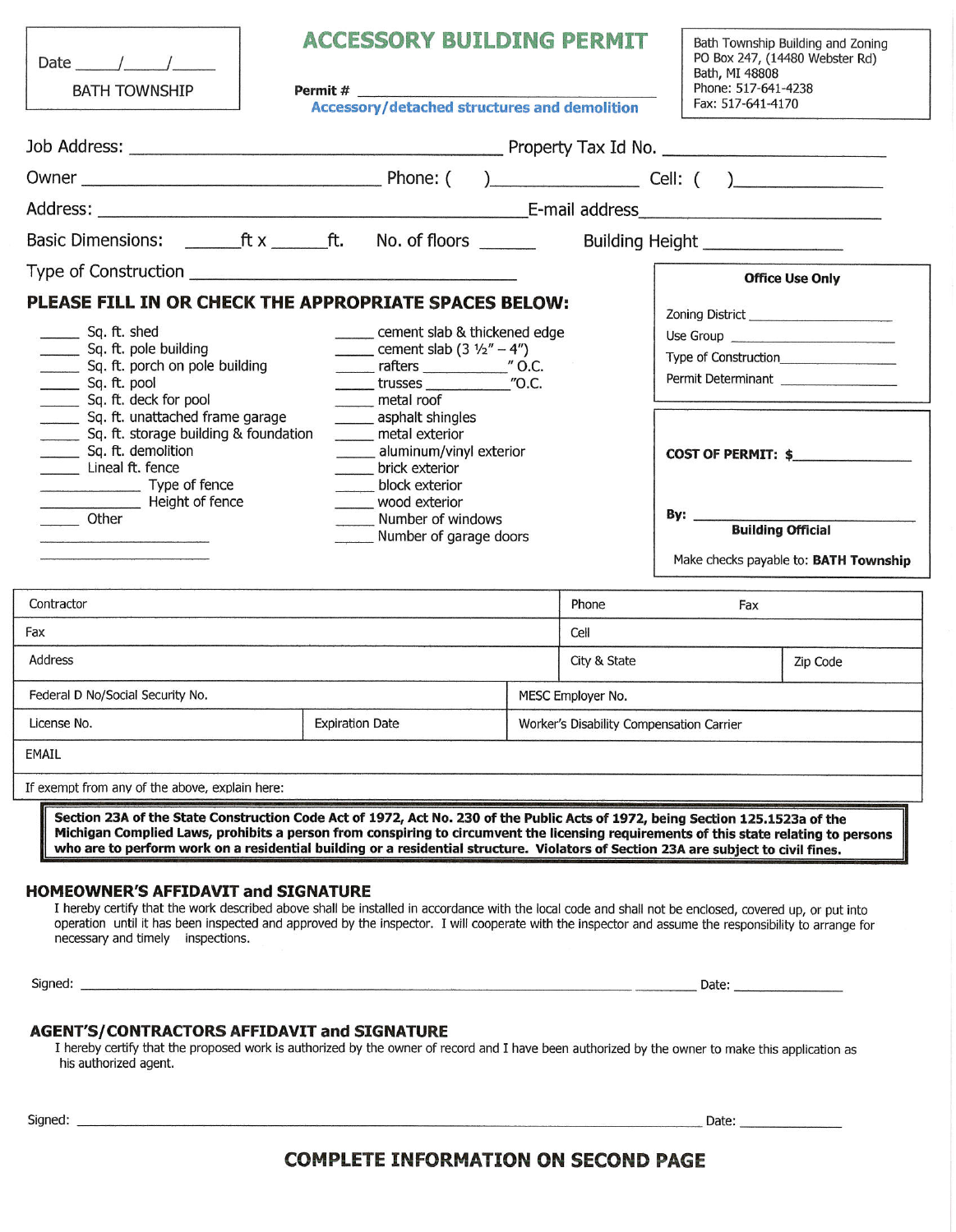Date _____/_____/_____

BATH TOWNSHIP

# ACCESSORY BUILDING PERMIT

**Permit #** ______________________________

Accessory/detached structures and demolition

Bath Township Building and Zoning
PO Box 247, (14480 Webster Rd)
Bath, MI 48808
Phone: 517-641-4238
Fax: 517-641-4170

Job Address: ______________________________ Property Tax Id No. ______________________

Owner ______________________________ Phone: (    )______________ Cell: (    )______________

Address: ______________________________E-mail address______________________

Basic Dimensions: ______ft x ______ft. No. of floors ______ Building Height ______________

Type of Construction ______________________________

## PLEASE FILL IN OR CHECK THE APPROPRIATE SPACES BELOW:

_____ Sq. ft. shed
_____ Sq. ft. pole building
_____ Sq. ft. porch on pole building
_____ Sq. ft. pool
_____ Sq. ft. deck for pool
_____ Sq. ft. unattached frame garage
_____ Sq. ft. storage building & foundation
_____ Sq. ft. demolition
_____ Lineal ft. fence
___________ Type of fence
___________ Height of fence
_____ Other
____________________
____________________

_____ cement slab & thickened edge
_____ cement slab (3 ½" – 4")
_____ rafters __________" O.C.
_____ trusses __________"O.C.
_____ metal roof
_____ asphalt shingles
_____ metal exterior
_____ aluminum/vinyl exterior
_____ brick exterior
_____ block exterior
_____ wood exterior
_____ Number of windows
_____ Number of garage doors

**Office Use Only**

Zoning District ______________
Use Group ______________
Type of Construction______________
Permit Determinant ______________

**COST OF PERMIT: $**______________

**By:** ______________________
**Building Official**

Make checks payable to: **BATH Township**

| | | | |
|---|---|---|---|
| Contractor | | Phone | Fax |
| Fax | | Cell | |
| Address | | City & State | Zip Code |
| Federal D No/Social Security No. | | MESC Employer No. | |
| License No. | Expiration Date | Worker's Disability Compensation Carrier | |
| EMAIL | | | |
| If exempt from any of the above, explain here: | | | |

**Section 23A of the State Construction Code Act of 1972, Act No. 230 of the Public Acts of 1972, being Section 125.1523a of the Michigan Complied Laws, prohibits a person from conspiring to circumvent the licensing requirements of this state relating to persons who are to perform work on a residential building or a residential structure. Violators of Section 23A are subject to civil fines.**

### HOMEOWNER'S AFFIDAVIT and SIGNATURE

I hereby certify that the work described above shall be installed in accordance with the local code and shall not be enclosed, covered up, or put into operation until it has been inspected and approved by the inspector. I will cooperate with the inspector and assume the responsibility to arrange for necessary and timely inspections.

Signed: ______________________________________________ Date: ______________

### AGENT'S/CONTRACTORS AFFIDAVIT and SIGNATURE

I hereby certify that the proposed work is authorized by the owner of record and I have been authorized by the owner to make this application as his authorized agent.

Signed: ______________________________________________ Date: ______________

**COMPLETE INFORMATION ON SECOND PAGE**